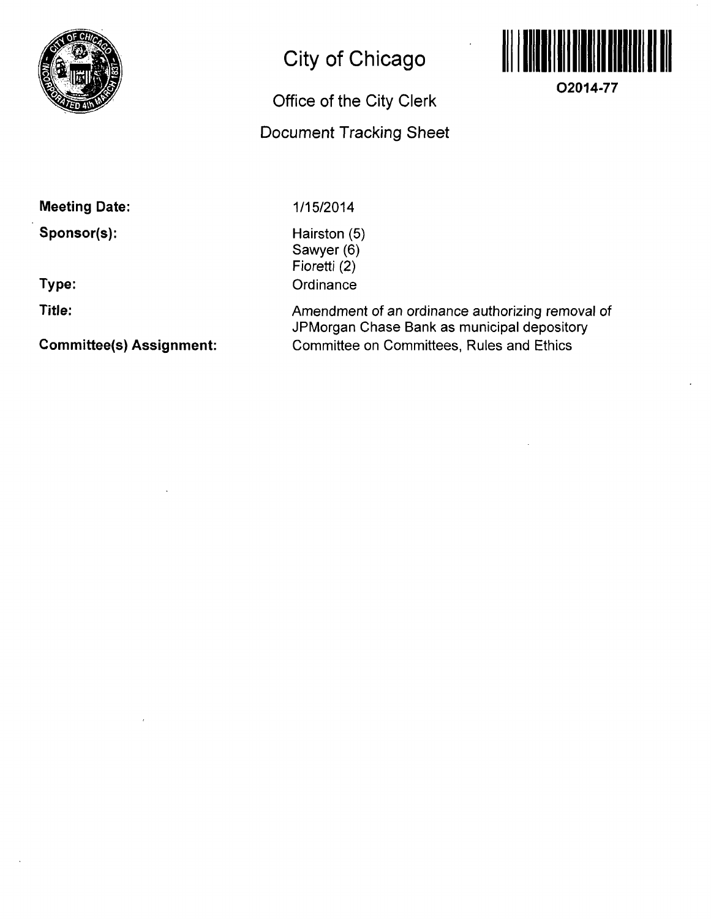# City of Chicago

## Office of the City Clerk

## Document Tracking Sheet

**O2014-77**

| | |
|---|---|
| **Meeting Date:** | 1/15/2014 |
| **Sponsor(s):** | Hairston (5)<br>Sawyer (6)<br>Fioretti (2) |
| **Type:** | Ordinance |
| **Title:** | Amendment of an ordinance authorizing removal of JPMorgan Chase Bank as municipal depository |
| **Committee(s) Assignment:** | Committee on Committees, Rules and Ethics |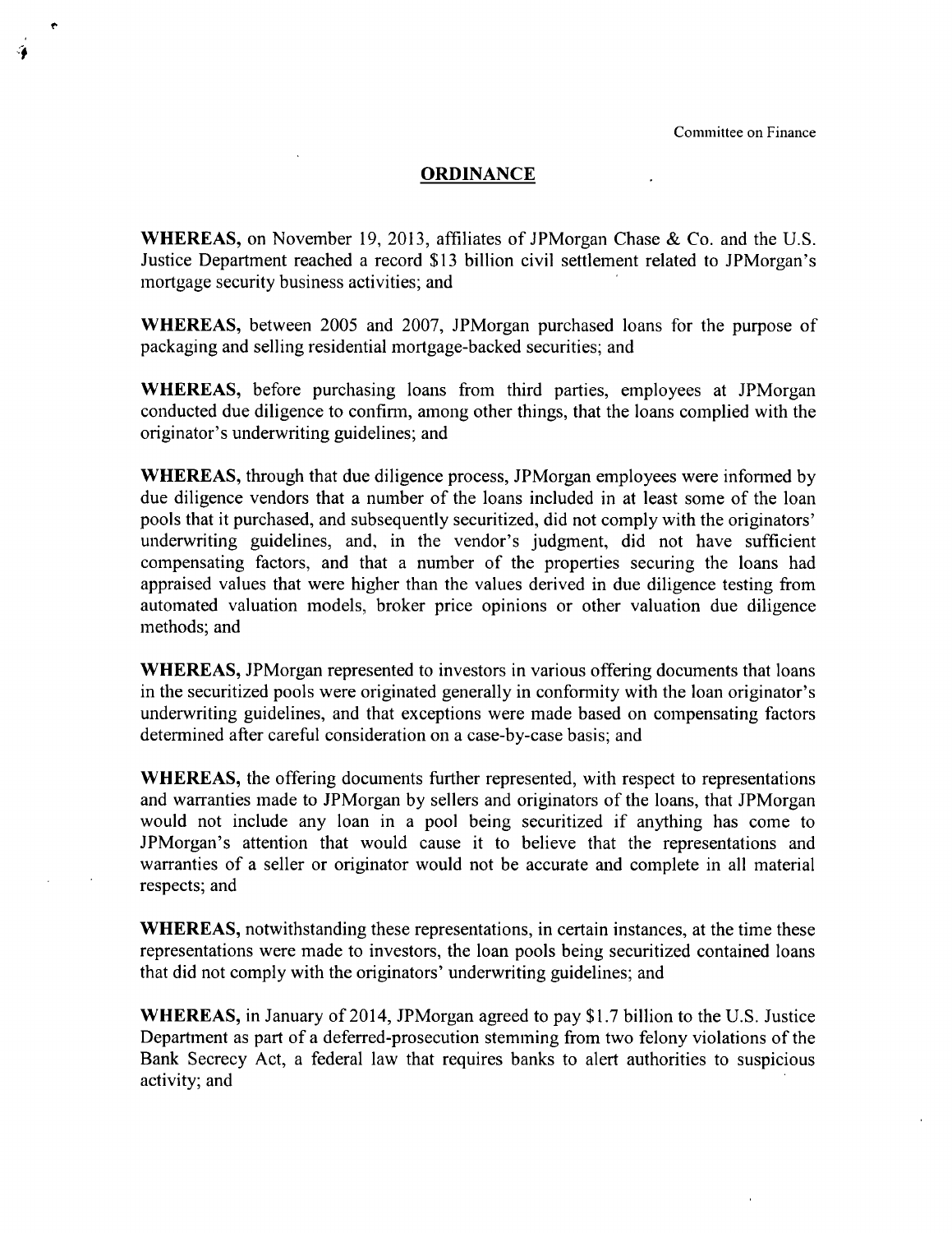Committee on Finance

## ORDINANCE

**WHEREAS,** on November 19, 2013, affiliates of JPMorgan Chase & Co. and the U.S. Justice Department reached a record $13 billion civil settlement related to JPMorgan's mortgage security business activities; and

**WHEREAS,** between 2005 and 2007, JPMorgan purchased loans for the purpose of packaging and selling residential mortgage-backed securities; and

**WHEREAS,** before purchasing loans from third parties, employees at JPMorgan conducted due diligence to confirm, among other things, that the loans complied with the originator's underwriting guidelines; and

**WHEREAS,** through that due diligence process, JPMorgan employees were informed by due diligence vendors that a number of the loans included in at least some of the loan pools that it purchased, and subsequently securitized, did not comply with the originators' underwriting guidelines, and, in the vendor's judgment, did not have sufficient compensating factors, and that a number of the properties securing the loans had appraised values that were higher than the values derived in due diligence testing from automated valuation models, broker price opinions or other valuation due diligence methods; and

**WHEREAS,** JPMorgan represented to investors in various offering documents that loans in the securitized pools were originated generally in conformity with the loan originator's underwriting guidelines, and that exceptions were made based on compensating factors determined after careful consideration on a case-by-case basis; and

**WHEREAS,** the offering documents further represented, with respect to representations and warranties made to JPMorgan by sellers and originators of the loans, that JPMorgan would not include any loan in a pool being securitized if anything has come to JPMorgan's attention that would cause it to believe that the representations and warranties of a seller or originator would not be accurate and complete in all material respects; and

**WHEREAS,** notwithstanding these representations, in certain instances, at the time these representations were made to investors, the loan pools being securitized contained loans that did not comply with the originators' underwriting guidelines; and

**WHEREAS,** in January of 2014, JPMorgan agreed to pay $1.7 billion to the U.S. Justice Department as part of a deferred-prosecution stemming from two felony violations of the Bank Secrecy Act, a federal law that requires banks to alert authorities to suspicious activity; and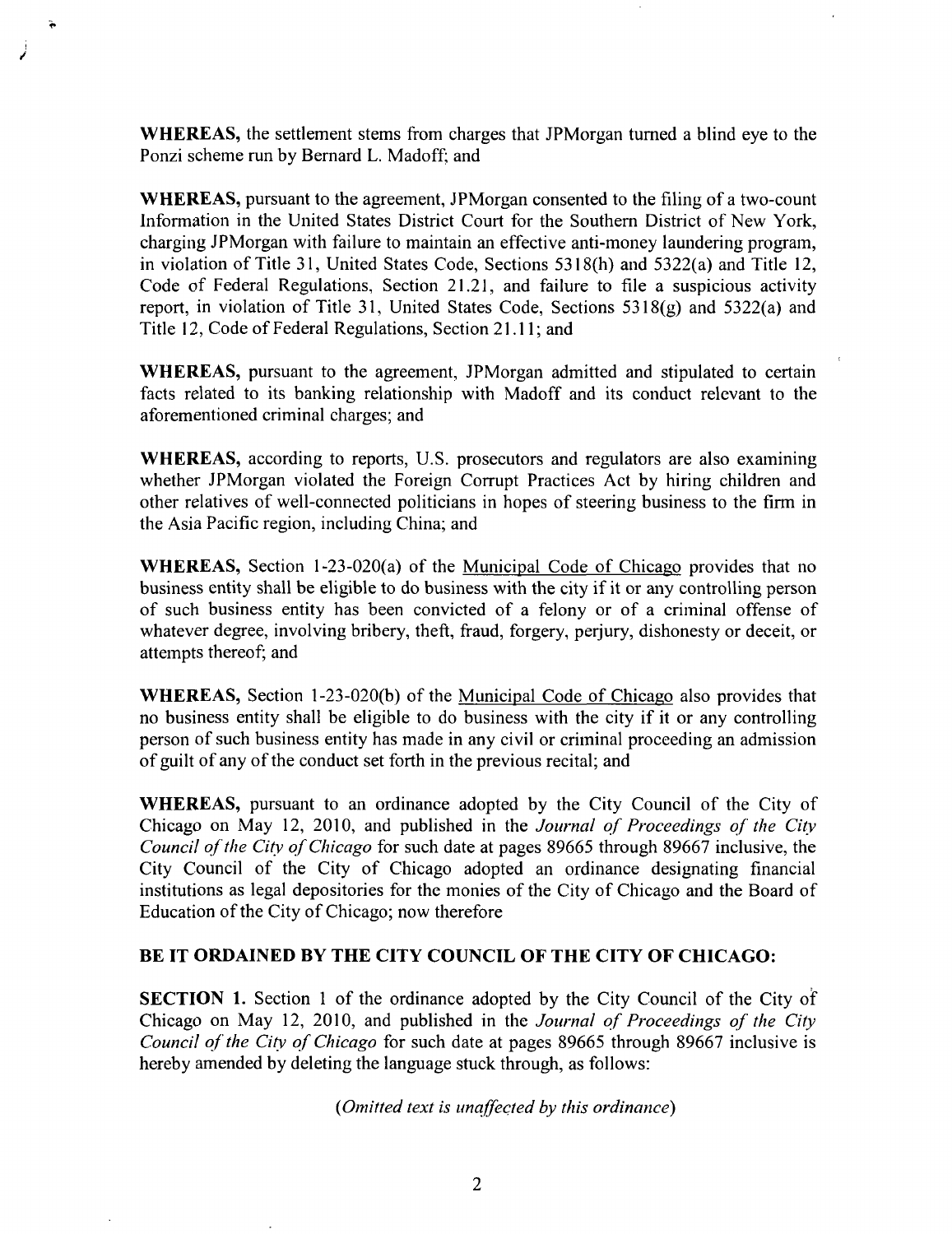**WHEREAS,** the settlement stems from charges that JPMorgan turned a blind eye to the Ponzi scheme run by Bernard L. Madoff; and

**WHEREAS,** pursuant to the agreement, JPMorgan consented to the filing of a two-count Information in the United States District Court for the Southern District of New York, charging JPMorgan with failure to maintain an effective anti-money laundering program, in violation of Title 31, United States Code, Sections 5318(h) and 5322(a) and Title 12, Code of Federal Regulations, Section 21.21, and failure to file a suspicious activity report, in violation of Title 31, United States Code, Sections 5318(g) and 5322(a) and Title 12, Code of Federal Regulations, Section 21.11; and

**WHEREAS,** pursuant to the agreement, JPMorgan admitted and stipulated to certain facts related to its banking relationship with Madoff and its conduct relevant to the aforementioned criminal charges; and

**WHEREAS,** according to reports, U.S. prosecutors and regulators are also examining whether JPMorgan violated the Foreign Corrupt Practices Act by hiring children and other relatives of well-connected politicians in hopes of steering business to the firm in the Asia Pacific region, including China; and

**WHEREAS,** Section 1-23-020(a) of the Municipal Code of Chicago provides that no business entity shall be eligible to do business with the city if it or any controlling person of such business entity has been convicted of a felony or of a criminal offense of whatever degree, involving bribery, theft, fraud, forgery, perjury, dishonesty or deceit, or attempts thereof; and

**WHEREAS,** Section 1-23-020(b) of the Municipal Code of Chicago also provides that no business entity shall be eligible to do business with the city if it or any controlling person of such business entity has made in any civil or criminal proceeding an admission of guilt of any of the conduct set forth in the previous recital; and

**WHEREAS,** pursuant to an ordinance adopted by the City Council of the City of Chicago on May 12, 2010, and published in the *Journal of Proceedings of the City Council of the City of Chicago* for such date at pages 89665 through 89667 inclusive, the City Council of the City of Chicago adopted an ordinance designating financial institutions as legal depositories for the monies of the City of Chicago and the Board of Education of the City of Chicago; now therefore

**BE IT ORDAINED BY THE CITY COUNCIL OF THE CITY OF CHICAGO:**

**SECTION 1.** Section 1 of the ordinance adopted by the City Council of the City of Chicago on May 12, 2010, and published in the *Journal of Proceedings of the City Council of the City of Chicago* for such date at pages 89665 through 89667 inclusive is hereby amended by deleting the language stuck through, as follows:

*(Omitted text is unaffected by this ordinance)*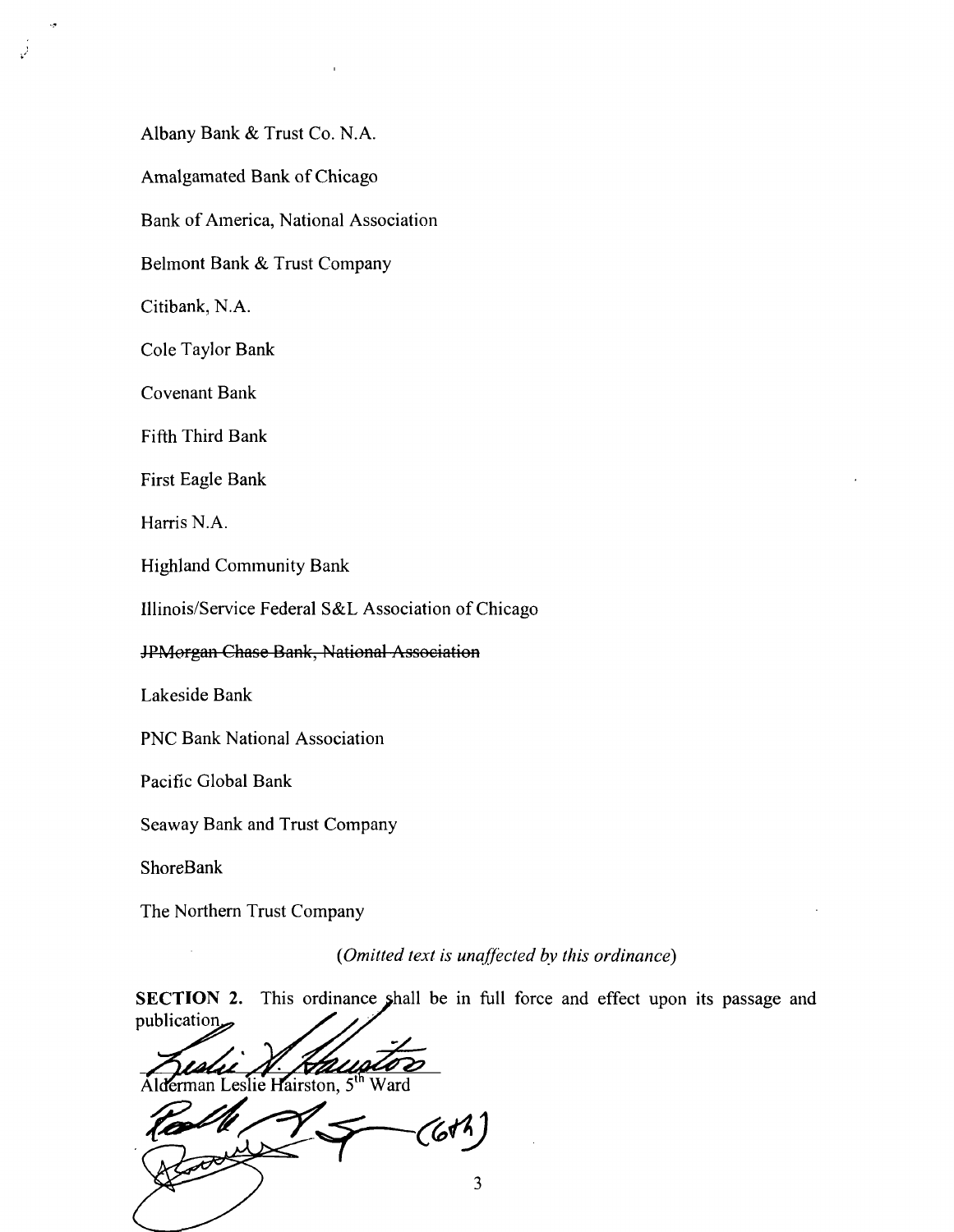Albany Bank & Trust Co. N.A.

Amalgamated Bank of Chicago

Bank of America, National Association

Belmont Bank & Trust Company

Citibank, N.A.

Cole Taylor Bank

Covenant Bank

Fifth Third Bank

First Eagle Bank

Harris N.A.

Highland Community Bank

Illinois/Service Federal S&L Association of Chicago

~~JPMorgan Chase Bank, National Association~~

Lakeside Bank

PNC Bank National Association

Pacific Global Bank

Seaway Bank and Trust Company

ShoreBank

The Northern Trust Company

*(Omitted text is unaffected by this ordinance)*

**SECTION 2.** This ordinance shall be in full force and effect upon its passage and publication.

Alderman Leslie Hairston, 5th Ward

(6th)